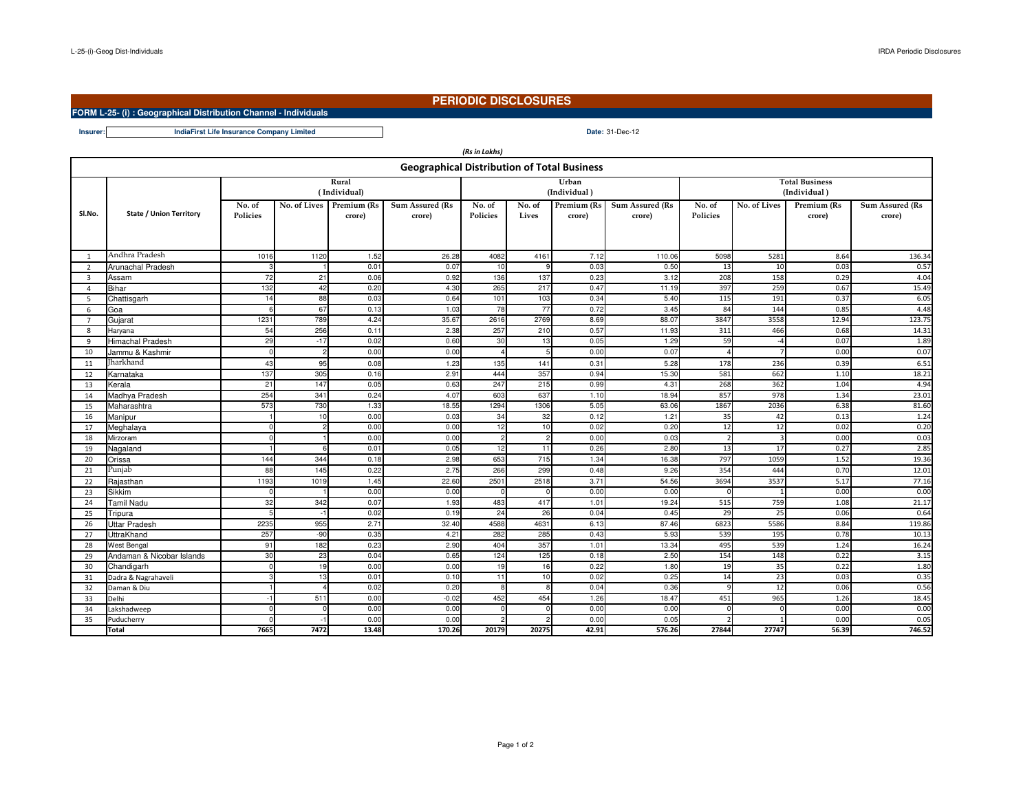# PERIODIC DISCLOSURES

**FORM L-25- (i) : Geographical Distribution Channel - Individuals**

**Insurer:** IndiaFirst Life Insurance Company Limited

**Date:** 31-Dec-12

*(Rs in Lakhs)*

## Geographical Distribution of Total Business

| Sl.No. | State / Union Territory | Rural (Individual) | | | | Urban (Individual) | | | | Total Business (Individual) | | | |
|---|---|---|---|---|---|---|---|---|---|---|---|---|---|
| | | No. of Policies | No. of Lives | Premium (Rs crore) | Sum Assured (Rs crore) | No. of Policies | No. of Lives | Premium (Rs crore) | Sum Assured (Rs crore) | No. of Policies | No. of Lives | Premium (Rs crore) | Sum Assured (Rs crore) |
| 1 | Andhra Pradesh | 1016 | 1120 | 1.52 | 26.28 | 4082 | 4161 | 7.12 | 110.06 | 5098 | 5281 | 8.64 | 136.34 |
| 2 | Arunachal Pradesh | 3 | 1 | 0.01 | 0.07 | 10 | 9 | 0.03 | 0.50 | 13 | 10 | 0.03 | 0.57 |
| 3 | Assam | 72 | 21 | 0.06 | 0.92 | 136 | 137 | 0.23 | 3.12 | 208 | 158 | 0.29 | 4.04 |
| 4 | Bihar | 132 | 42 | 0.20 | 4.30 | 265 | 217 | 0.47 | 11.19 | 397 | 259 | 0.67 | 15.49 |
| 5 | Chattisgarh | 14 | 88 | 0.03 | 0.64 | 101 | 103 | 0.34 | 5.40 | 115 | 191 | 0.37 | 6.05 |
| 6 | Goa | 6 | 67 | 0.13 | 1.03 | 78 | 77 | 0.72 | 3.45 | 84 | 144 | 0.85 | 4.48 |
| 7 | Gujarat | 1231 | 789 | 4.24 | 35.67 | 2616 | 2769 | 8.69 | 88.07 | 3847 | 3558 | 12.94 | 123.75 |
| 8 | Haryana | 54 | 256 | 0.11 | 2.38 | 257 | 210 | 0.57 | 11.93 | 311 | 466 | 0.68 | 14.31 |
| 9 | Himachal Pradesh | 29 | -17 | 0.02 | 0.60 | 30 | 13 | 0.05 | 1.29 | 59 | -4 | 0.07 | 1.89 |
| 10 | Jammu & Kashmir | 0 | 2 | 0.00 | 0.00 | 4 | 5 | 0.00 | 0.07 | 4 | 7 | 0.00 | 0.07 |
| 11 | Jharkhand | 43 | 95 | 0.08 | 1.23 | 135 | 141 | 0.31 | 5.28 | 178 | 236 | 0.39 | 6.51 |
| 12 | Karnataka | 137 | 305 | 0.16 | 2.91 | 444 | 357 | 0.94 | 15.30 | 581 | 662 | 1.10 | 18.21 |
| 13 | Kerala | 21 | 147 | 0.05 | 0.63 | 247 | 215 | 0.99 | 4.31 | 268 | 362 | 1.04 | 4.94 |
| 14 | Madhya Pradesh | 254 | 341 | 0.24 | 4.07 | 603 | 637 | 1.10 | 18.94 | 857 | 978 | 1.34 | 23.01 |
| 15 | Maharashtra | 573 | 730 | 1.33 | 18.55 | 1294 | 1306 | 5.05 | 63.06 | 1867 | 2036 | 6.38 | 81.60 |
| 16 | Manipur | 1 | 10 | 0.00 | 0.03 | 34 | 32 | 0.12 | 1.21 | 35 | 42 | 0.13 | 1.24 |
| 17 | Meghalaya | 0 | 2 | 0.00 | 0.00 | 12 | 10 | 0.02 | 0.20 | 12 | 12 | 0.02 | 0.20 |
| 18 | Mirzoram | 0 | 1 | 0.00 | 0.00 | 2 | 2 | 0.00 | 0.03 | 2 | 3 | 0.00 | 0.03 |
| 19 | Nagaland | 1 | 6 | 0.01 | 0.05 | 12 | 11 | 0.26 | 2.80 | 13 | 17 | 0.27 | 2.85 |
| 20 | Orissa | 144 | 344 | 0.18 | 2.98 | 653 | 715 | 1.34 | 16.38 | 797 | 1059 | 1.52 | 19.36 |
| 21 | Punjab | 88 | 145 | 0.22 | 2.75 | 266 | 299 | 0.48 | 9.26 | 354 | 444 | 0.70 | 12.01 |
| 22 | Rajasthan | 1193 | 1019 | 1.45 | 22.60 | 2501 | 2518 | 3.71 | 54.56 | 3694 | 3537 | 5.17 | 77.16 |
| 23 | Sikkim | 0 | 1 | 0.00 | 0.00 | 0 | 0 | 0.00 | 0.00 | 0 | 1 | 0.00 | 0.00 |
| 24 | Tamil Nadu | 32 | 342 | 0.07 | 1.93 | 483 | 417 | 1.01 | 19.24 | 515 | 759 | 1.08 | 21.17 |
| 25 | Tripura | 5 | -1 | 0.02 | 0.19 | 24 | 26 | 0.04 | 0.45 | 29 | 25 | 0.06 | 0.64 |
| 26 | Uttar Pradesh | 2235 | 955 | 2.71 | 32.40 | 4588 | 4631 | 6.13 | 87.46 | 6823 | 5586 | 8.84 | 119.86 |
| 27 | UttraKhand | 257 | -90 | 0.35 | 4.21 | 282 | 285 | 0.43 | 5.93 | 539 | 195 | 0.78 | 10.13 |
| 28 | West Bengal | 91 | 182 | 0.23 | 2.90 | 404 | 357 | 1.01 | 13.34 | 495 | 539 | 1.24 | 16.24 |
| 29 | Andaman & Nicobar Islands | 30 | 23 | 0.04 | 0.65 | 124 | 125 | 0.18 | 2.50 | 154 | 148 | 0.22 | 3.15 |
| 30 | Chandigarh | 0 | 19 | 0.00 | 0.00 | 19 | 16 | 0.22 | 1.80 | 19 | 35 | 0.22 | 1.80 |
| 31 | Dadra & Nagrahaveli | 3 | 13 | 0.01 | 0.10 | 11 | 10 | 0.02 | 0.25 | 14 | 23 | 0.03 | 0.35 |
| 32 | Daman & Diu | 1 | 4 | 0.02 | 0.20 | 8 | 8 | 0.04 | 0.36 | 9 | 12 | 0.06 | 0.56 |
| 33 | Delhi | -1 | 511 | 0.00 | -0.02 | 452 | 454 | 1.26 | 18.47 | 451 | 965 | 1.26 | 18.45 |
| 34 | Lakshadweep | 0 | 0 | 0.00 | 0.00 | 0 | 0 | 0.00 | 0.00 | 0 | 0 | 0.00 | 0.00 |
| 35 | Puducherry | 0 | -1 | 0.00 | 0.00 | 2 | 2 | 0.00 | 0.05 | 2 | 1 | 0.00 | 0.05 |
| | **Total** | **7665** | **7472** | **13.48** | **170.26** | **20179** | **20275** | **42.91** | **576.26** | **27844** | **27747** | **56.39** | **746.52** |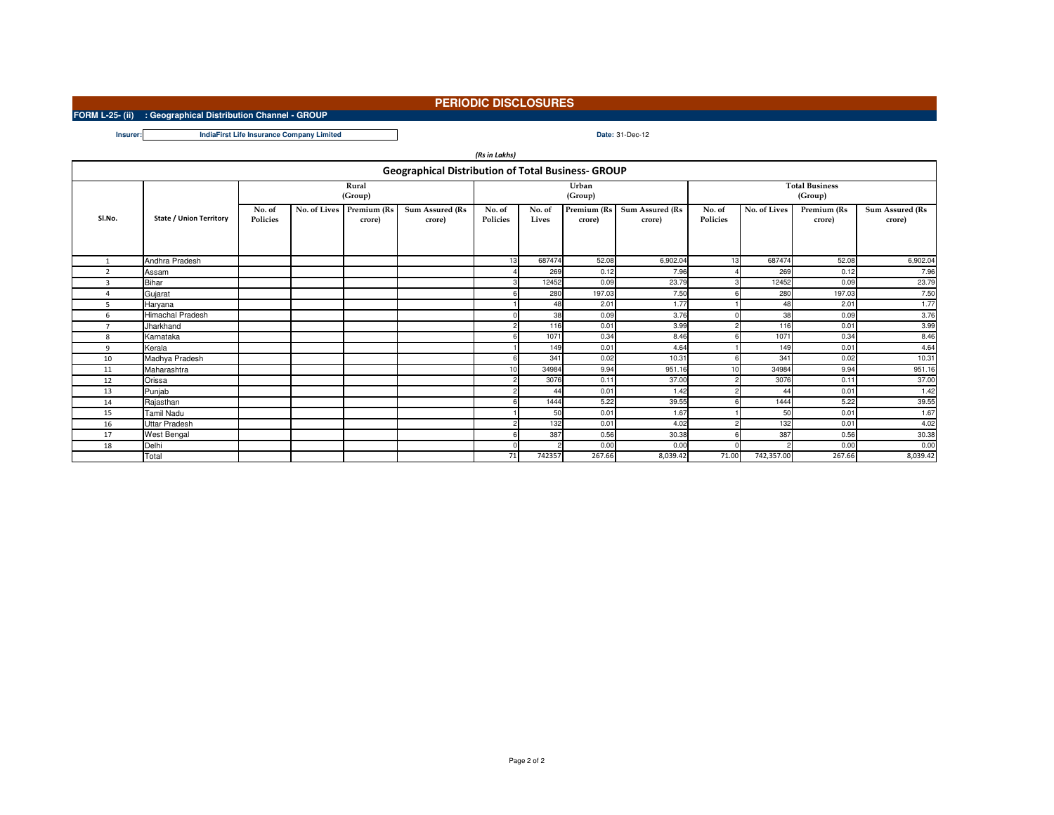# PERIODIC DISCLOSURES

**FORM L-25- (ii) : Geographical Distribution Channel - GROUP**

**Insurer:** IndiaFirst Life Insurance Company Limited

**Date:** 31-Dec-12

*(Rs in Lakhs)*

## Geographical Distribution of Total Business- GROUP

| Sl.No. | State / Union Territory | Rural (Group) | | | | Urban (Group) | | | | Total Business (Group) | | | |
|---|---|---|---|---|---|---|---|---|---|---|---|---|---|
| | | No. of Policies | No. of Lives | Premium (Rs crore) | Sum Assured (Rs crore) | No. of Policies | No. of Lives | Premium (Rs crore) | Sum Assured (Rs crore) | No. of Policies | No. of Lives | Premium (Rs crore) | Sum Assured (Rs crore) |
| 1 | Andhra Pradesh | | | | | 13 | 687474 | 52.08 | 6,902.04 | 13 | 687474 | 52.08 | 6,902.04 |
| 2 | Assam | | | | | 4 | 269 | 0.12 | 7.96 | 4 | 269 | 0.12 | 7.96 |
| 3 | Bihar | | | | | 3 | 12452 | 0.09 | 23.79 | 3 | 12452 | 0.09 | 23.79 |
| 4 | Gujarat | | | | | 6 | 280 | 197.03 | 7.50 | 6 | 280 | 197.03 | 7.50 |
| 5 | Haryana | | | | | 1 | 48 | 2.01 | 1.77 | 1 | 48 | 2.01 | 1.77 |
| 6 | Himachal Pradesh | | | | | 0 | 38 | 0.09 | 3.76 | 0 | 38 | 0.09 | 3.76 |
| 7 | Jharkhand | | | | | 2 | 116 | 0.01 | 3.99 | 2 | 116 | 0.01 | 3.99 |
| 8 | Karnataka | | | | | 6 | 1071 | 0.34 | 8.46 | 6 | 1071 | 0.34 | 8.46 |
| 9 | Kerala | | | | | 1 | 149 | 0.01 | 4.64 | 1 | 149 | 0.01 | 4.64 |
| 10 | Madhya Pradesh | | | | | 6 | 341 | 0.02 | 10.31 | 6 | 341 | 0.02 | 10.31 |
| 11 | Maharashtra | | | | | 10 | 34984 | 9.94 | 951.16 | 10 | 34984 | 9.94 | 951.16 |
| 12 | Orissa | | | | | 2 | 3076 | 0.11 | 37.00 | 2 | 3076 | 0.11 | 37.00 |
| 13 | Punjab | | | | | 2 | 44 | 0.01 | 1.42 | 2 | 44 | 0.01 | 1.42 |
| 14 | Rajasthan | | | | | 6 | 1444 | 5.22 | 39.55 | 6 | 1444 | 5.22 | 39.55 |
| 15 | Tamil Nadu | | | | | 1 | 50 | 0.01 | 1.67 | 1 | 50 | 0.01 | 1.67 |
| 16 | Uttar Pradesh | | | | | 2 | 132 | 0.01 | 4.02 | 2 | 132 | 0.01 | 4.02 |
| 17 | West Bengal | | | | | 6 | 387 | 0.56 | 30.38 | 6 | 387 | 0.56 | 30.38 |
| 18 | Delhi | | | | | 0 | 2 | 0.00 | 0.00 | 0 | 2 | 0.00 | 0.00 |
| | Total | | | | | 71 | 742357 | 267.66 | 8,039.42 | 71.00 | 742,357.00 | 267.66 | 8,039.42 |